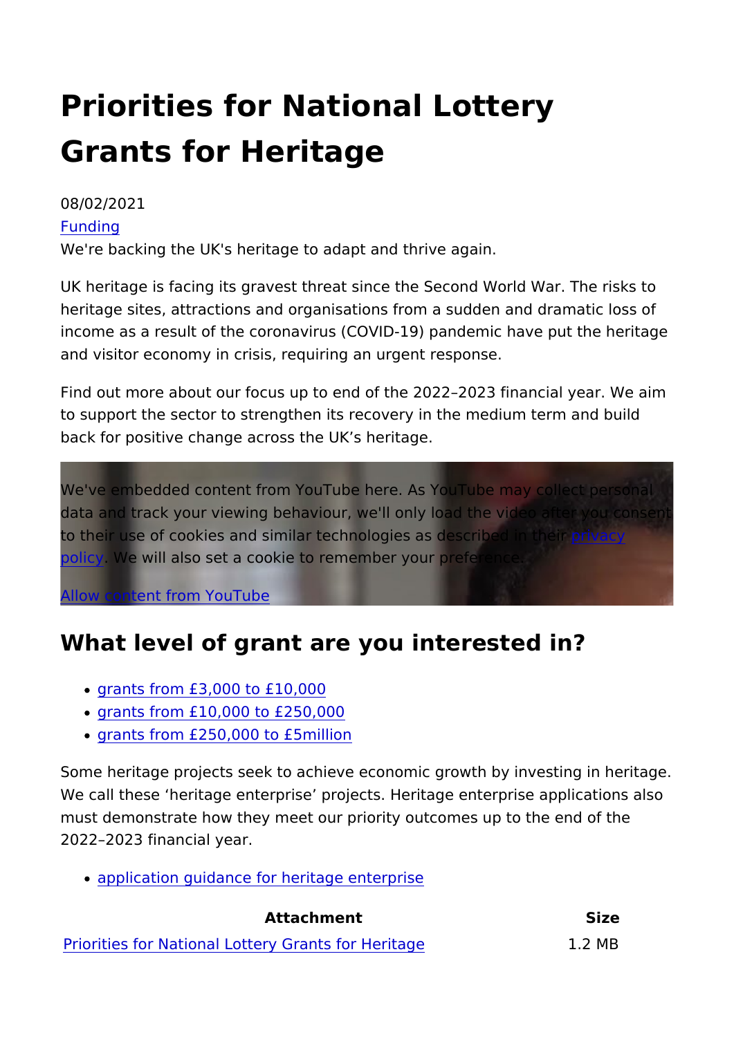# Priorities for National Lottery Grants for Heritage

08/02/2021

Funding

We're backing the UK's heritage to adapt and thrive again.

UK heritage is facing its gravest threat since the Second World War. The risks to heritage sites, attractions and organisations from a sudden and dramatic loss of income as a result of the coronavirus (COVID-19) pandemic have put the heritage and visitor economy in crisis, requiring an urgent response.

Find out more about our focus up to end of the 2022–2023 financial year. We aim to support the sector to strengthen its recovery in the medium term and build back for positive change across the UK's heritage.

We've embedded content from YouTube here. As YouTube may collect personal data and track your viewing behaviour, we'll only load the video after you consent to their use of cookies and similar technologies as described in their privacy policy. We will also set a cookie to remember your preference.

Allow content from YouTube

## What level of grant are you interested in?

- grants from £3,000 to £10,000
- grants from £10,000 to £250,000
- grants from £250,000 to £5million

Some heritage projects seek to achieve economic growth by investing in heritage. We call these 'heritage enterprise' projects. Heritage enterprise applications also must demonstrate how they meet our priority outcomes up to the end of the 2022–2023 financial year.

- application guidance for heritage enterprise

| Attachment | Size |
|---|---|
| Priorities for National Lottery Grants for Heritage | 1.2 MB |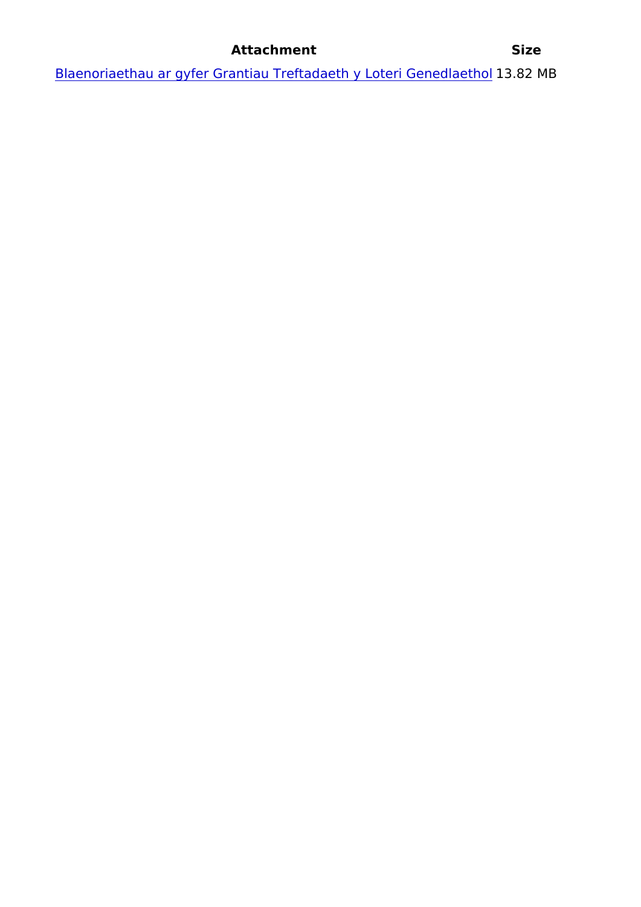| Attachment | Size |
| --- | --- |
| Blaenoriaethau ar gyfer Grantiau Treftadaeth y Loteri Genedlaethol | 13.82 MB |